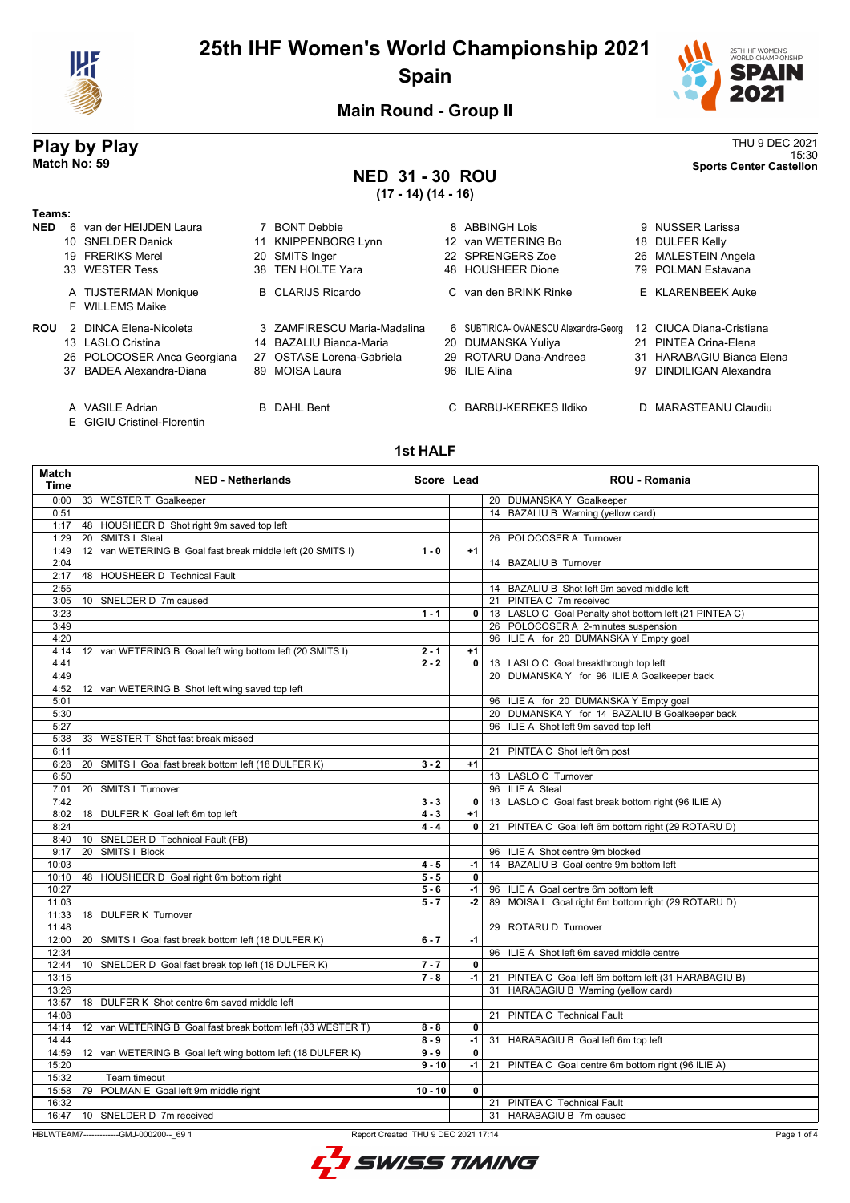# 25th IHF Women's World Championship 2021
## Spain
### Main Round - Group II

**Play by Play**
**Match No: 59**

THU 9 DEC 2021
15:30
**Sports Center Castellon**

## NED 31 - 30 ROU
**(17 - 14) (14 - 16)**

**Teams:**

**NED**
6 van der HEIJDEN Laura, 7 BONT Debbie, 8 ABBINGH Lois, 9 NUSSER Larissa
10 SNELDER Danick, 11 KNIPPENBORG Lynn, 12 van WETERING Bo, 18 DULFER Kelly
19 FRERIKS Merel, 20 SMITS Inger, 22 SPRENGERS Zoe, 26 MALESTEIN Angela
33 WESTER Tess, 38 TEN HOLTE Yara, 48 HOUSHEER Dione, 79 POLMAN Estavana

A TIJSTERMAN Monique, B CLARIJS Ricardo, C van den BRINK Rinke, E KLARENBEEK Auke
F WILLEMS Maike

**ROU**
2 DINCA Elena-Nicoleta, 3 ZAMFIRESCU Maria-Madalina, 6 SUBTIRICA-IOVANESCU Alexandra-Georg, 12 CIUCA Diana-Cristiana
13 LASLO Cristina, 14 BAZALIU Bianca-Maria, 20 DUMANSKA Yuliya, 21 PINTEA Crina-Elena
26 POLOCOSER Anca Georgiana, 27 OSTASE Lorena-Gabriela, 29 ROTARU Dana-Andreea, 31 HARABAGIU Bianca Elena
37 BADEA Alexandra-Diana, 89 MOISA Laura, 96 ILIE Alina, 97 DINDILIGAN Alexandra

A VASILE Adrian, B DAHL Bent, C BARBU-KEREKES Ildiko, D MARASTEANU Claudiu
E GIGIU Cristinel-Florentin

### 1st HALF

| Match Time | NED - Netherlands | Score | Lead | ROU - Romania |
|---|---|---|---|---|
| 0:00 | 33 WESTER T Goalkeeper | | | 20 DUMANSKA Y Goalkeeper |
| 0:51 | | | | 14 BAZALIU B Warning (yellow card) |
| 1:17 | 48 HOUSHEER D Shot right 9m saved top left | | | |
| 1:29 | 20 SMITS I Steal | | | 26 POLOCOSER A Turnover |
| 1:49 | 12 van WETERING B Goal fast break middle left (20 SMITS I) | 1 - 0 | +1 | |
| 2:04 | | | | 14 BAZALIU B Turnover |
| 2:17 | 48 HOUSHEER D Technical Fault | | | |
| 2:55 | | | | 14 BAZALIU B Shot left 9m saved middle left |
| 3:05 | 10 SNELDER D 7m caused | | | 21 PINTEA C 7m received |
| 3:23 | | 1 - 1 | 0 | 13 LASLO C Goal Penalty shot bottom left (21 PINTEA C) |
| 3:49 | | | | 26 POLOCOSER A 2-minutes suspension |
| 4:20 | | | | 96 ILIE A for 20 DUMANSKA Y Empty goal |
| 4:14 | 12 van WETERING B Goal left wing bottom left (20 SMITS I) | 2 - 1 | +1 | |
| 4:41 | | 2 - 2 | 0 | 13 LASLO C Goal breakthrough top left |
| 4:49 | | | | 20 DUMANSKA Y for 96 ILIE A Goalkeeper back |
| 4:52 | 12 van WETERING B Shot left wing saved top left | | | |
| 5:01 | | | | 96 ILIE A for 20 DUMANSKA Y Empty goal |
| 5:30 | | | | 20 DUMANSKA Y for 14 BAZALIU B Goalkeeper back |
| 5:27 | | | | 96 ILIE A Shot left 9m saved top left |
| 5:38 | 33 WESTER T Shot fast break missed | | | |
| 6:11 | | | | 21 PINTEA C Shot left 6m post |
| 6:28 | 20 SMITS I Goal fast break bottom left (18 DULFER K) | 3 - 2 | +1 | |
| 6:50 | | | | 13 LASLO C Turnover |
| 7:01 | 20 SMITS I Turnover | | | 96 ILIE A Steal |
| 7:42 | | 3 - 3 | 0 | 13 LASLO C Goal fast break bottom right (96 ILIE A) |
| 8:02 | 18 DULFER K Goal left 6m top left | 4 - 3 | +1 | |
| 8:24 | | 4 - 4 | 0 | 21 PINTEA C Goal left 6m bottom right (29 ROTARU D) |
| 8:40 | 10 SNELDER D Technical Fault (FB) | | | |
| 9:17 | 20 SMITS I Block | | | 96 ILIE A Shot centre 9m blocked |
| 10:03 | | 4 - 5 | -1 | 14 BAZALIU B Goal centre 9m bottom left |
| 10:10 | 48 HOUSHEER D Goal right 6m bottom right | 5 - 5 | 0 | |
| 10:27 | | 5 - 6 | -1 | 96 ILIE A Goal centre 6m bottom left |
| 11:03 | | 5 - 7 | -2 | 89 MOISA L Goal right 6m bottom right (29 ROTARU D) |
| 11:33 | 18 DULFER K Turnover | | | |
| 11:48 | | | | 29 ROTARU D Turnover |
| 12:00 | 20 SMITS I Goal fast break bottom left (18 DULFER K) | 6 - 7 | -1 | |
| 12:34 | | | | 96 ILIE A Shot left 6m saved middle centre |
| 12:44 | 10 SNELDER D Goal fast break top left (18 DULFER K) | 7 - 7 | 0 | |
| 13:15 | | 7 - 8 | -1 | 21 PINTEA C Goal left 6m bottom left (31 HARABAGIU B) |
| 13:26 | | | | 31 HARABAGIU B Warning (yellow card) |
| 13:57 | 18 DULFER K Shot centre 6m saved middle left | | | |
| 14:08 | | | | 21 PINTEA C Technical Fault |
| 14:14 | 12 van WETERING B Goal fast break bottom left (33 WESTER T) | 8 - 8 | 0 | |
| 14:44 | | 8 - 9 | -1 | 31 HARABAGIU B Goal left 6m top left |
| 14:59 | 12 van WETERING B Goal left wing bottom left (18 DULFER K) | 9 - 9 | 0 | |
| 15:20 | | 9 - 10 | -1 | 21 PINTEA C Goal centre 6m bottom right (96 ILIE A) |
| 15:32 | Team timeout | | | |
| 15:58 | 79 POLMAN E Goal left 9m middle right | 10 - 10 | 0 | |
| 16:32 | | | | 21 PINTEA C Technical Fault |
| 16:47 | 10 SNELDER D 7m received | | | 31 HARABAGIU B 7m caused |

HBLWTEAM7--------------GMJ-000200--_69 1 Report Created THU 9 DEC 2021 17:14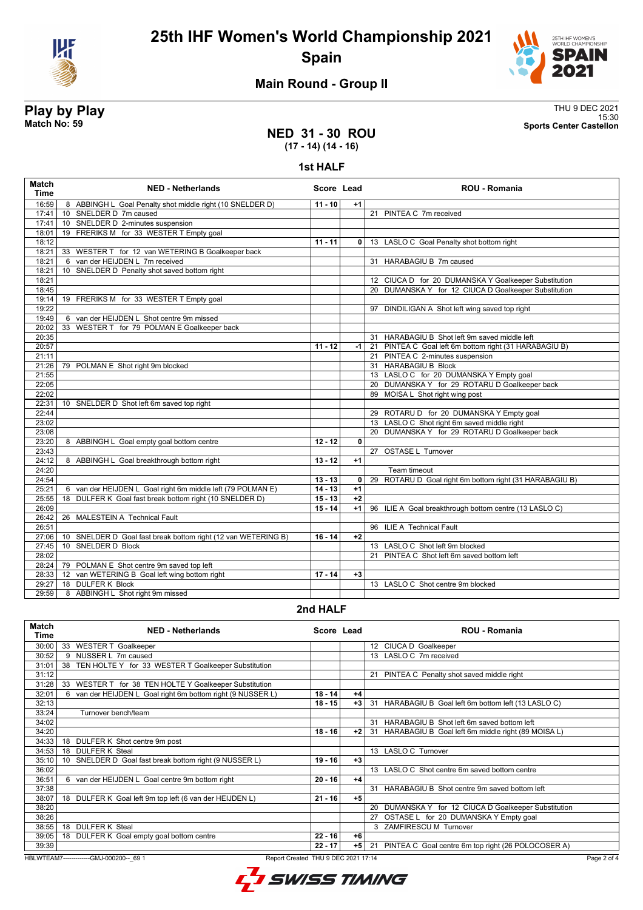# 25th IHF Women's World Championship 2021

## Spain

### Main Round - Group II

**Play by Play**
**Match No: 59**

THU 9 DEC 2021
15:30
**Sports Center Castellon**

## NED 31 - 30 ROU
**(17 - 14) (14 - 16)**

### 1st HALF

| Match Time | NED - Netherlands | Score | Lead | ROU - Romania |
|---|---|---|---|---|
| 16:59 | 8 ABBINGH L Goal Penalty shot middle right (10 SNELDER D) | 11 - 10 | +1 | |
| 17:41 | 10 SNELDER D 7m caused | | | 21 PINTEA C 7m received |
| 17:41 | 10 SNELDER D 2-minutes suspension | | | |
| 18:01 | 19 FRERIKS M for 33 WESTER T Empty goal | | | |
| 18:12 | | 11 - 11 | 0 | 13 LASLO C Goal Penalty shot bottom right |
| 18:21 | 33 WESTER T for 12 van WETERING B Goalkeeper back | | | |
| 18:21 | 6 van der HEIJDEN L 7m received | | | 31 HARABAGIU B 7m caused |
| 18:21 | 10 SNELDER D Penalty shot saved bottom right | | | |
| 18:21 | | | | 12 CIUCA D for 20 DUMANSKA Y Goalkeeper Substitution |
| 18:45 | | | | 20 DUMANSKA Y for 12 CIUCA D Goalkeeper Substitution |
| 19:14 | 19 FRERIKS M for 33 WESTER T Empty goal | | | |
| 19:22 | | | | 97 DINDILIGAN A Shot left wing saved top right |
| 19:49 | 6 van der HEIJDEN L Shot centre 9m missed | | | |
| 20:02 | 33 WESTER T for 79 POLMAN E Goalkeeper back | | | |
| 20:35 | | | | 31 HARABAGIU B Shot left 9m saved middle left |
| 20:57 | | 11 - 12 | -1 | 21 PINTEA C Goal left 6m bottom right (31 HARABAGIU B) |
| 21:11 | | | | 21 PINTEA C 2-minutes suspension |
| 21:26 | 79 POLMAN E Shot right 9m blocked | | | 31 HARABAGIU B Block |
| 21:55 | | | | 13 LASLO C for 20 DUMANSKA Y Empty goal |
| 22:05 | | | | 20 DUMANSKA Y for 29 ROTARU D Goalkeeper back |
| 22:02 | | | | 89 MOISA L Shot right wing post |
| 22:31 | 10 SNELDER D Shot left 6m saved top right | | | |
| 22:44 | | | | 29 ROTARU D for 20 DUMANSKA Y Empty goal |
| 23:02 | | | | 13 LASLO C Shot right 6m saved middle right |
| 23:08 | | | | 20 DUMANSKA Y for 29 ROTARU D Goalkeeper back |
| 23:20 | 8 ABBINGH L Goal empty goal bottom centre | 12 - 12 | 0 | |
| 23:43 | | | | 27 OSTASE L Turnover |
| 24:12 | 8 ABBINGH L Goal breakthrough bottom right | 13 - 12 | +1 | |
| 24:20 | | | | Team timeout |
| 24:54 | | 13 - 13 | 0 | 29 ROTARU D Goal right 6m bottom right (31 HARABAGIU B) |
| 25:21 | 6 van der HEIJDEN L Goal right 6m middle left (79 POLMAN E) | 14 - 13 | +1 | |
| 25:55 | 18 DULFER K Goal fast break bottom right (10 SNELDER D) | 15 - 13 | +2 | |
| 26:09 | | 15 - 14 | +1 | 96 ILIE A Goal breakthrough bottom centre (13 LASLO C) |
| 26:42 | 26 MALESTEIN A Technical Fault | | | |
| 26:51 | | | | 96 ILIE A Technical Fault |
| 27:06 | 10 SNELDER D Goal fast break bottom right (12 van WETERING B) | 16 - 14 | +2 | |
| 27:45 | 10 SNELDER D Block | | | 13 LASLO C Shot left 9m blocked |
| 28:02 | | | | 21 PINTEA C Shot left 6m saved bottom left |
| 28:24 | 79 POLMAN E Shot centre 9m saved top left | | | |
| 28:33 | 12 van WETERING B Goal left wing bottom right | 17 - 14 | +3 | |
| 29:27 | 18 DULFER K Block | | | 13 LASLO C Shot centre 9m blocked |
| 29:59 | 8 ABBINGH L Shot right 9m missed | | | |

### 2nd HALF

| Match Time | NED - Netherlands | Score | Lead | ROU - Romania |
|---|---|---|---|---|
| 30:00 | 33 WESTER T Goalkeeper | | | 12 CIUCA D Goalkeeper |
| 30:52 | 9 NUSSER L 7m caused | | | 13 LASLO C 7m received |
| 31:01 | 38 TEN HOLTE Y for 33 WESTER T Goalkeeper Substitution | | | |
| 31:12 | | | | 21 PINTEA C Penalty shot saved middle right |
| 31:28 | 33 WESTER T for 38 TEN HOLTE Y Goalkeeper Substitution | | | |
| 32:01 | 6 van der HEIJDEN L Goal right 6m bottom right (9 NUSSER L) | 18 - 14 | +4 | |
| 32:13 | | 18 - 15 | +3 | 31 HARABAGIU B Goal left 6m bottom left (13 LASLO C) |
| 33:24 | Turnover bench/team | | | |
| 34:02 | | | | 31 HARABAGIU B Shot left 6m saved bottom left |
| 34:20 | | 18 - 16 | +2 | 31 HARABAGIU B Goal left 6m middle right (89 MOISA L) |
| 34:33 | 18 DULFER K Shot centre 9m post | | | |
| 34:53 | 18 DULFER K Steal | | | 13 LASLO C Turnover |
| 35:10 | 10 SNELDER D Goal fast break bottom right (9 NUSSER L) | 19 - 16 | +3 | |
| 36:02 | | | | 13 LASLO C Shot centre 6m saved bottom centre |
| 36:51 | 6 van der HEIJDEN L Goal centre 9m bottom right | 20 - 16 | +4 | |
| 37:38 | | | | 31 HARABAGIU B Shot centre 9m saved bottom left |
| 38:07 | 18 DULFER K Goal left 9m top left (6 van der HEIJDEN L) | 21 - 16 | +5 | |
| 38:20 | | | | 20 DUMANSKA Y for 12 CIUCA D Goalkeeper Substitution |
| 38:26 | | | | 27 OSTASE L for 20 DUMANSKA Y Empty goal |
| 38:55 | 18 DULFER K Steal | | | 3 ZAMFIRESCU M Turnover |
| 39:05 | 18 DULFER K Goal empty goal bottom centre | 22 - 16 | +6 | |
| 39:39 | | 22 - 17 | +5 | 21 PINTEA C Goal centre 6m top right (26 POLOCOSER A) |

HBLWTEAM7-------------GMJ-000200--_69 1 Report Created THU 9 DEC 2021 17:14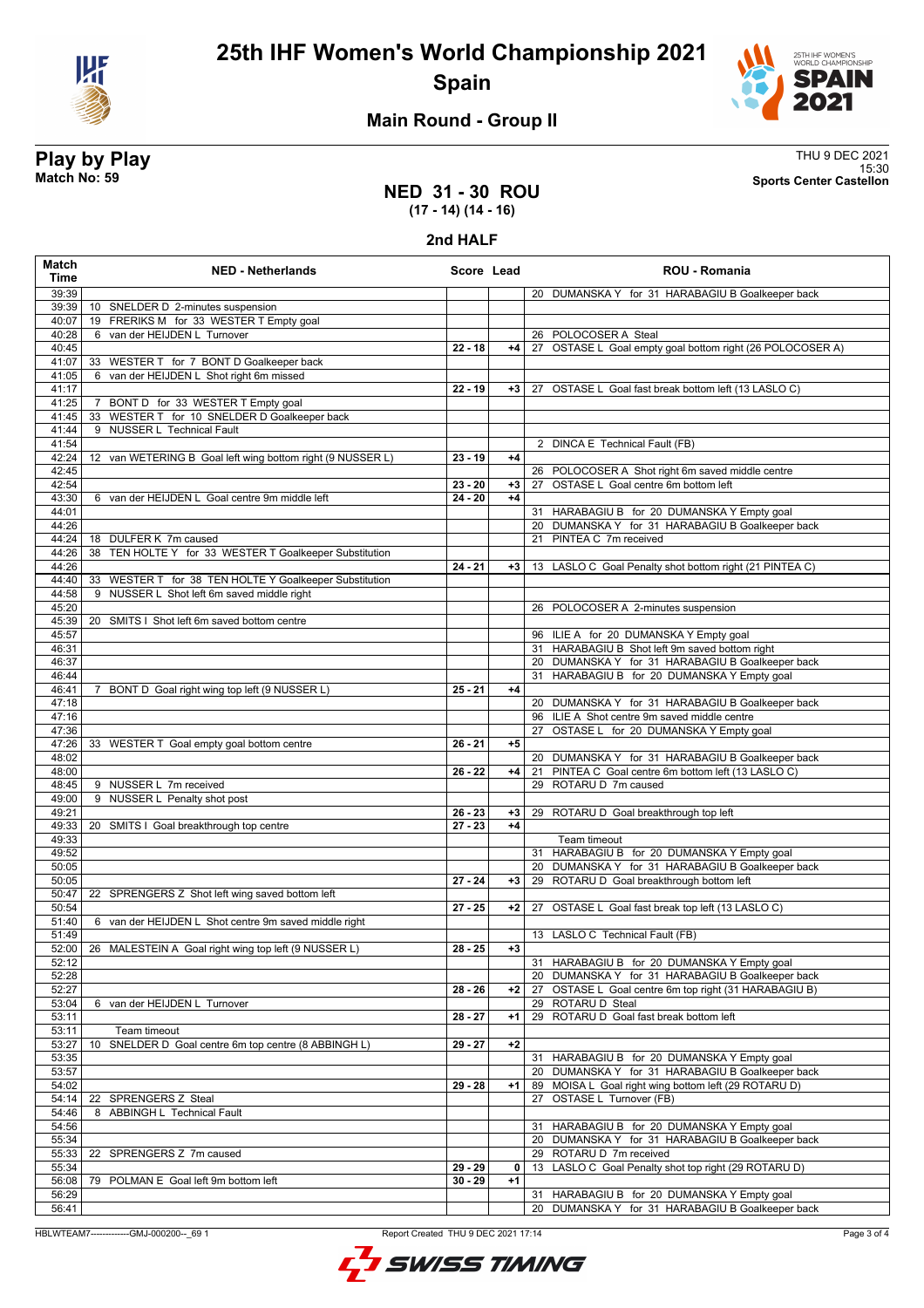# 25th IHF Women's World Championship 2021

## Spain

### Main Round - Group II

**Play by Play**
**Match No: 59**

THU 9 DEC 2021
15:30
**Sports Center Castellon**

## NED 31 - 30 ROU

**(17 - 14) (14 - 16)**

### 2nd HALF

| Match Time | NED - Netherlands | Score | Lead | ROU - Romania |
|---|---|---|---|---|
| 39:39 | | | | 20 DUMANSKA Y for 31 HARABAGIU B Goalkeeper back |
| 39:39 | 10 SNELDER D 2-minutes suspension | | | |
| 40:07 | 19 FRERIKS M for 33 WESTER T Empty goal | | | |
| 40:28 | 6 van der HEIJDEN L Turnover | | | 26 POLOCOSER A Steal |
| 40:45 | | 22 - 18 | +4 | 27 OSTASE L Goal empty goal bottom right (26 POLOCOSER A) |
| 41:07 | 33 WESTER T for 7 BONT D Goalkeeper back | | | |
| 41:05 | 6 van der HEIJDEN L Shot right 6m missed | | | |
| 41:17 | | 22 - 19 | +3 | 27 OSTASE L Goal fast break bottom left (13 LASLO C) |
| 41:25 | 7 BONT D for 33 WESTER T Empty goal | | | |
| 41:45 | 33 WESTER T for 10 SNELDER D Goalkeeper back | | | |
| 41:44 | 9 NUSSER L Technical Fault | | | |
| 41:54 | | | | 2 DINCA E Technical Fault (FB) |
| 42:24 | 12 van WETERING B Goal left wing bottom right (9 NUSSER L) | 23 - 19 | +4 | |
| 42:45 | | | | 26 POLOCOSER A Shot right 6m saved middle centre |
| 42:54 | | 23 - 20 | +3 | 27 OSTASE L Goal centre 6m bottom left |
| 43:30 | 6 van der HEIJDEN L Goal centre 9m middle left | 24 - 20 | +4 | |
| 44:01 | | | | 31 HARABAGIU B for 20 DUMANSKA Y Empty goal |
| 44:26 | | | | 20 DUMANSKA Y for 31 HARABAGIU B Goalkeeper back |
| 44:24 | 18 DULFER K 7m caused | | | 21 PINTEA C 7m received |
| 44:26 | 38 TEN HOLTE Y for 33 WESTER T Goalkeeper Substitution | | | |
| 44:26 | | 24 - 21 | +3 | 13 LASLO C Goal Penalty shot bottom right (21 PINTEA C) |
| 44:40 | 33 WESTER T for 38 TEN HOLTE Y Goalkeeper Substitution | | | |
| 44:58 | 9 NUSSER L Shot left 6m saved middle right | | | |
| 45:20 | | | | 26 POLOCOSER A 2-minutes suspension |
| 45:39 | 20 SMITS I Shot left 6m saved bottom centre | | | |
| 45:57 | | | | 96 ILIE A for 20 DUMANSKA Y Empty goal |
| 46:31 | | | | 31 HARABAGIU B Shot left 9m saved bottom right |
| 46:37 | | | | 20 DUMANSKA Y for 31 HARABAGIU B Goalkeeper back |
| 46:44 | | | | 31 HARABAGIU B for 20 DUMANSKA Y Empty goal |
| 46:41 | 7 BONT D Goal right wing top left (9 NUSSER L) | 25 - 21 | +4 | |
| 47:18 | | | | 20 DUMANSKA Y for 31 HARABAGIU B Goalkeeper back |
| 47:16 | | | | 96 ILIE A Shot centre 9m saved middle centre |
| 47:36 | | | | 27 OSTASE L for 20 DUMANSKA Y Empty goal |
| 47:26 | 33 WESTER T Goal empty goal bottom centre | 26 - 21 | +5 | |
| 48:02 | | | | 20 DUMANSKA Y for 31 HARABAGIU B Goalkeeper back |
| 48:00 | | 26 - 22 | +4 | 21 PINTEA C Goal centre 6m bottom left (13 LASLO C) |
| 48:45 | 9 NUSSER L 7m received | | | 29 ROTARU D 7m caused |
| 49:00 | 9 NUSSER L Penalty shot post | | | |
| 49:21 | | 26 - 23 | +3 | 29 ROTARU D Goal breakthrough top left |
| 49:33 | 20 SMITS I Goal breakthrough top centre | 27 - 23 | +4 | |
| 49:33 | | | | Team timeout |
| 49:52 | | | | 31 HARABAGIU B for 20 DUMANSKA Y Empty goal |
| 50:05 | | | | 20 DUMANSKA Y for 31 HARABAGIU B Goalkeeper back |
| 50:05 | | 27 - 24 | +3 | 29 ROTARU D Goal breakthrough bottom left |
| 50:47 | 22 SPRENGERS Z Shot left wing saved bottom left | | | |
| 50:54 | | 27 - 25 | +2 | 27 OSTASE L Goal fast break top left (13 LASLO C) |
| 51:40 | 6 van der HEIJDEN L Shot centre 9m saved middle right | | | |
| 51:49 | | | | 13 LASLO C Technical Fault (FB) |
| 52:00 | 26 MALESTEIN A Goal right wing top left (9 NUSSER L) | 28 - 25 | +3 | |
| 52:12 | | | | 31 HARABAGIU B for 20 DUMANSKA Y Empty goal |
| 52:28 | | | | 20 DUMANSKA Y for 31 HARABAGIU B Goalkeeper back |
| 52:27 | | 28 - 26 | +2 | 27 OSTASE L Goal centre 6m top right (31 HARABAGIU B) |
| 53:04 | 6 van der HEIJDEN L Turnover | | | 29 ROTARU D Steal |
| 53:11 | | 28 - 27 | +1 | 29 ROTARU D Goal fast break bottom left |
| 53:11 | Team timeout | | | |
| 53:27 | 10 SNELDER D Goal centre 6m top centre (8 ABBINGH L) | 29 - 27 | +2 | |
| 53:35 | | | | 31 HARABAGIU B for 20 DUMANSKA Y Empty goal |
| 53:57 | | | | 20 DUMANSKA Y for 31 HARABAGIU B Goalkeeper back |
| 54:02 | | 29 - 28 | +1 | 89 MOISA L Goal right wing bottom left (29 ROTARU D) |
| 54:14 | 22 SPRENGERS Z Steal | | | 27 OSTASE L Turnover (FB) |
| 54:46 | 8 ABBINGH L Technical Fault | | | |
| 54:56 | | | | 31 HARABAGIU B for 20 DUMANSKA Y Empty goal |
| 55:34 | | | | 20 DUMANSKA Y for 31 HARABAGIU B Goalkeeper back |
| 55:33 | 22 SPRENGERS Z 7m caused | | | 29 ROTARU D 7m received |
| 55:34 | | 29 - 29 | 0 | 13 LASLO C Goal Penalty shot top right (29 ROTARU D) |
| 56:08 | 79 POLMAN E Goal left 9m bottom left | 30 - 29 | +1 | |
| 56:29 | | | | 31 HARABAGIU B for 20 DUMANSKA Y Empty goal |
| 56:41 | | | | 20 DUMANSKA Y for 31 HARABAGIU B Goalkeeper back |

HBLWTEAM7-------------GMJ-000200--_69 1 Report Created THU 9 DEC 2021 17:14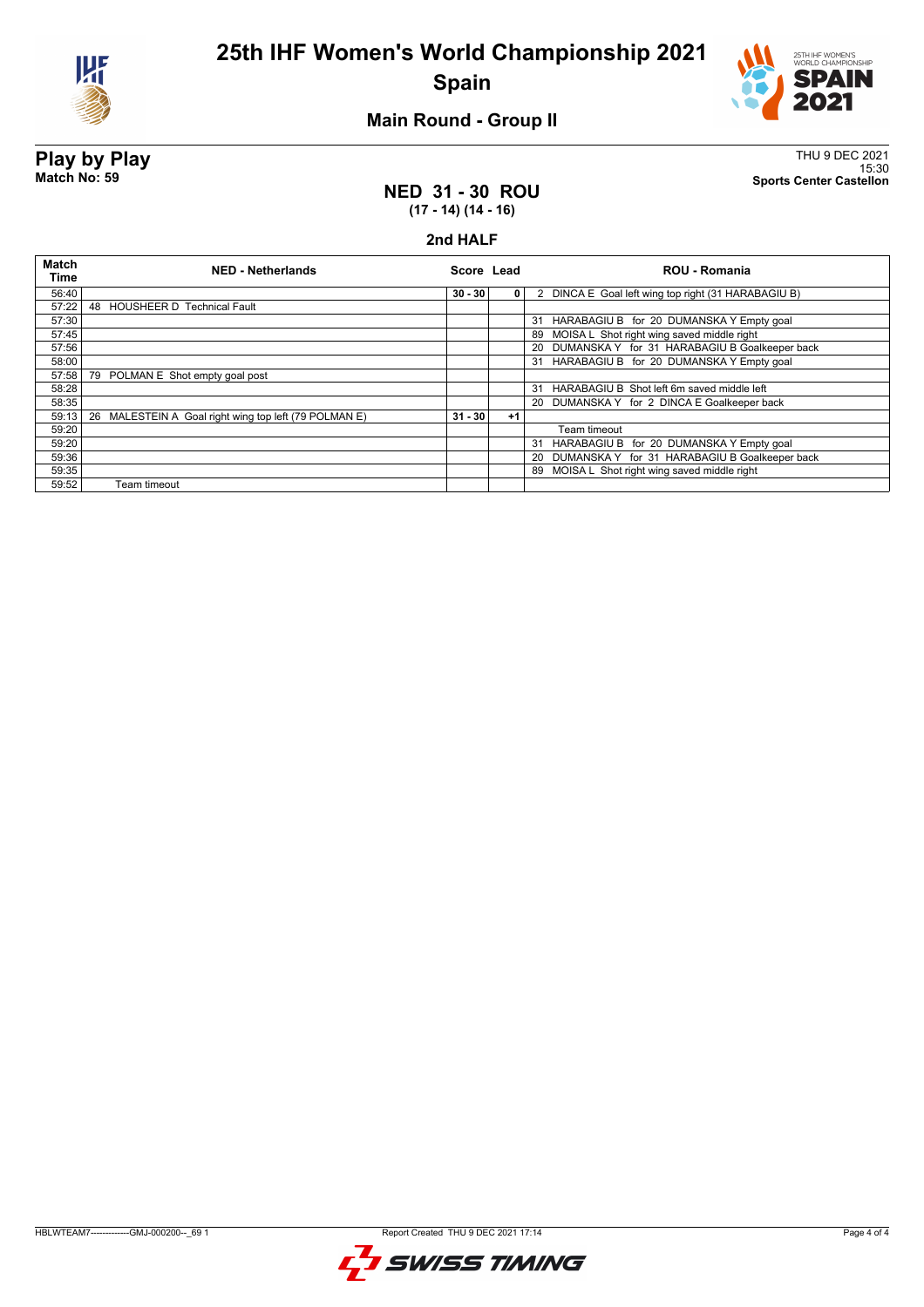# 25th IHF Women's World Championship 2021

**Spain**

## Main Round - Group II

**Play by Play**
**Match No: 59**

THU 9 DEC 2021
15:30
**Sports Center Castellon**

## NED 31 - 30 ROU

**(17 - 14) (14 - 16)**

### 2nd HALF

| Match Time | NED - Netherlands | Score | Lead | ROU - Romania |
|---|---|---|---|---|
| 56:40 | | **30 - 30** | **0** | 2 DINCA E Goal left wing top right (31 HARABAGIU B) |
| 57:22 | 48 HOUSHEER D Technical Fault | | | |
| 57:30 | | | | 31 HARABAGIU B for 20 DUMANSKA Y Empty goal |
| 57:45 | | | | 89 MOISA L Shot right wing saved middle right |
| 57:56 | | | | 20 DUMANSKA Y for 31 HARABAGIU B Goalkeeper back |
| 58:00 | | | | 31 HARABAGIU B for 20 DUMANSKA Y Empty goal |
| 57:58 | 79 POLMAN E Shot empty goal post | | | |
| 58:28 | | | | 31 HARABAGIU B Shot left 6m saved middle left |
| 58:35 | | | | 20 DUMANSKA Y for 2 DINCA E Goalkeeper back |
| 59:13 | 26 MALESTEIN A Goal right wing top left (79 POLMAN E) | **31 - 30** | **+1** | |
| 59:20 | | | | Team timeout |
| 59:20 | | | | 31 HARABAGIU B for 20 DUMANSKA Y Empty goal |
| 59:36 | | | | 20 DUMANSKA Y for 31 HARABAGIU B Goalkeeper back |
| 59:35 | | | | 89 MOISA L Shot right wing saved middle right |
| 59:52 | Team timeout | | | |

HBLWTEAM7-------------GMJ-000200--_69 1 Report Created THU 9 DEC 2021 17:14